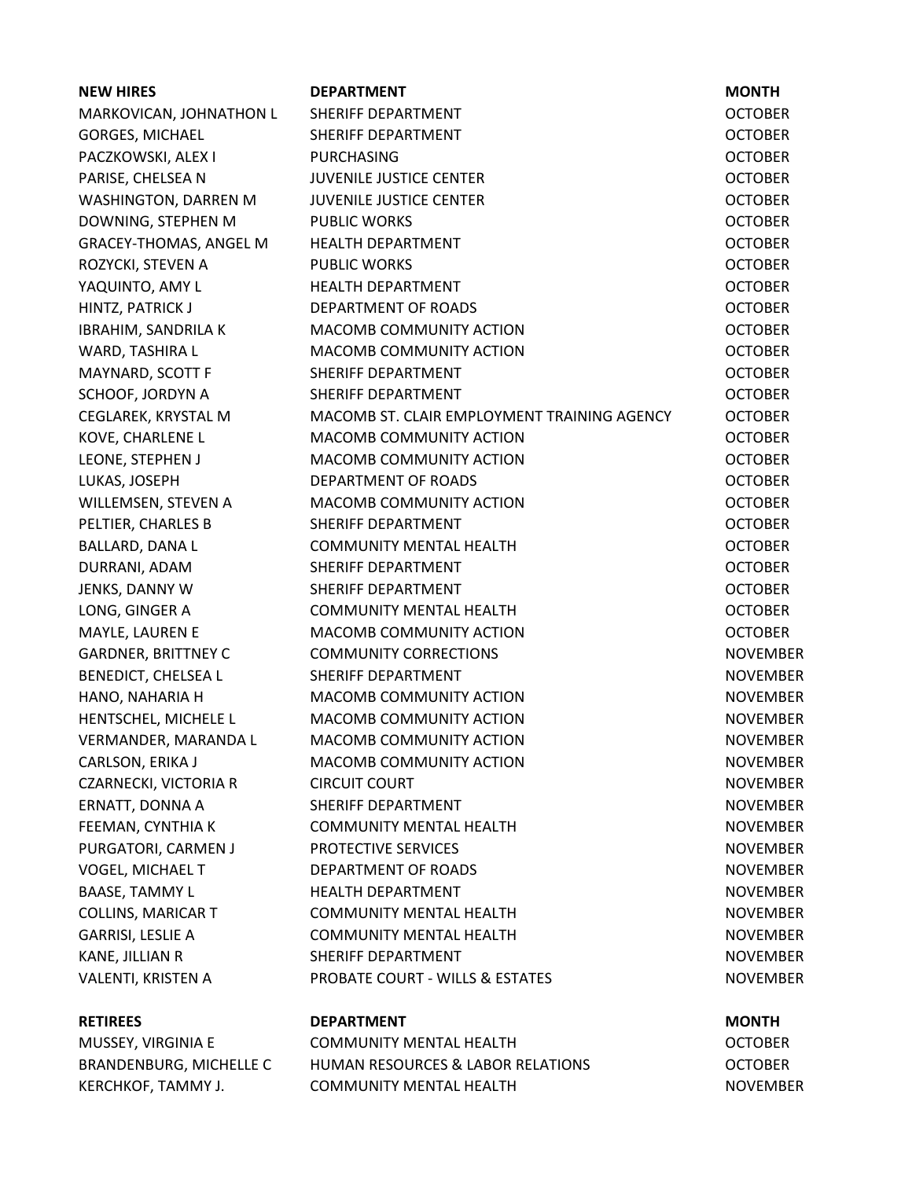| NEW HIRES | DEPARTMENT | MONTH |
| --- | --- | --- |
| MARKOVICAN, JOHNATHON L | SHERIFF DEPARTMENT | OCTOBER |
| GORGES, MICHAEL | SHERIFF DEPARTMENT | OCTOBER |
| PACZKOWSKI, ALEX I | PURCHASING | OCTOBER |
| PARISE, CHELSEA N | JUVENILE JUSTICE CENTER | OCTOBER |
| WASHINGTON, DARREN M | JUVENILE JUSTICE CENTER | OCTOBER |
| DOWNING, STEPHEN M | PUBLIC WORKS | OCTOBER |
| GRACEY-THOMAS, ANGEL M | HEALTH DEPARTMENT | OCTOBER |
| ROZYCKI, STEVEN A | PUBLIC WORKS | OCTOBER |
| YAQUINTO, AMY L | HEALTH DEPARTMENT | OCTOBER |
| HINTZ, PATRICK J | DEPARTMENT OF ROADS | OCTOBER |
| IBRAHIM, SANDRILA K | MACOMB COMMUNITY ACTION | OCTOBER |
| WARD, TASHIRA L | MACOMB COMMUNITY ACTION | OCTOBER |
| MAYNARD, SCOTT F | SHERIFF DEPARTMENT | OCTOBER |
| SCHOOF, JORDYN A | SHERIFF DEPARTMENT | OCTOBER |
| CEGLAREK, KRYSTAL M | MACOMB ST. CLAIR EMPLOYMENT TRAINING AGENCY | OCTOBER |
| KOVE, CHARLENE L | MACOMB COMMUNITY ACTION | OCTOBER |
| LEONE, STEPHEN J | MACOMB COMMUNITY ACTION | OCTOBER |
| LUKAS, JOSEPH | DEPARTMENT OF ROADS | OCTOBER |
| WILLEMSEN, STEVEN A | MACOMB COMMUNITY ACTION | OCTOBER |
| PELTIER, CHARLES B | SHERIFF DEPARTMENT | OCTOBER |
| BALLARD, DANA L | COMMUNITY MENTAL HEALTH | OCTOBER |
| DURRANI, ADAM | SHERIFF DEPARTMENT | OCTOBER |
| JENKS, DANNY W | SHERIFF DEPARTMENT | OCTOBER |
| LONG, GINGER A | COMMUNITY MENTAL HEALTH | OCTOBER |
| MAYLE, LAUREN E | MACOMB COMMUNITY ACTION | OCTOBER |
| GARDNER, BRITTNEY C | COMMUNITY CORRECTIONS | NOVEMBER |
| BENEDICT, CHELSEA L | SHERIFF DEPARTMENT | NOVEMBER |
| HANO, NAHARIA H | MACOMB COMMUNITY ACTION | NOVEMBER |
| HENTSCHEL, MICHELE L | MACOMB COMMUNITY ACTION | NOVEMBER |
| VERMANDER, MARANDA L | MACOMB COMMUNITY ACTION | NOVEMBER |
| CARLSON, ERIKA J | MACOMB COMMUNITY ACTION | NOVEMBER |
| CZARNECKI, VICTORIA R | CIRCUIT COURT | NOVEMBER |
| ERNATT, DONNA A | SHERIFF DEPARTMENT | NOVEMBER |
| FEEMAN, CYNTHIA K | COMMUNITY MENTAL HEALTH | NOVEMBER |
| PURGATORI, CARMEN J | PROTECTIVE SERVICES | NOVEMBER |
| VOGEL, MICHAEL T | DEPARTMENT OF ROADS | NOVEMBER |
| BAASE, TAMMY L | HEALTH DEPARTMENT | NOVEMBER |
| COLLINS, MARICAR T | COMMUNITY MENTAL HEALTH | NOVEMBER |
| GARRISI, LESLIE A | COMMUNITY MENTAL HEALTH | NOVEMBER |
| KANE, JILLIAN R | SHERIFF DEPARTMENT | NOVEMBER |
| VALENTI, KRISTEN A | PROBATE COURT - WILLS & ESTATES | NOVEMBER |

| RETIREES | DEPARTMENT | MONTH |
| --- | --- | --- |
| MUSSEY, VIRGINIA E | COMMUNITY MENTAL HEALTH | OCTOBER |
| BRANDENBURG, MICHELLE C | HUMAN RESOURCES & LABOR RELATIONS | OCTOBER |
| KERCHKOF, TAMMY J. | COMMUNITY MENTAL HEALTH | NOVEMBER |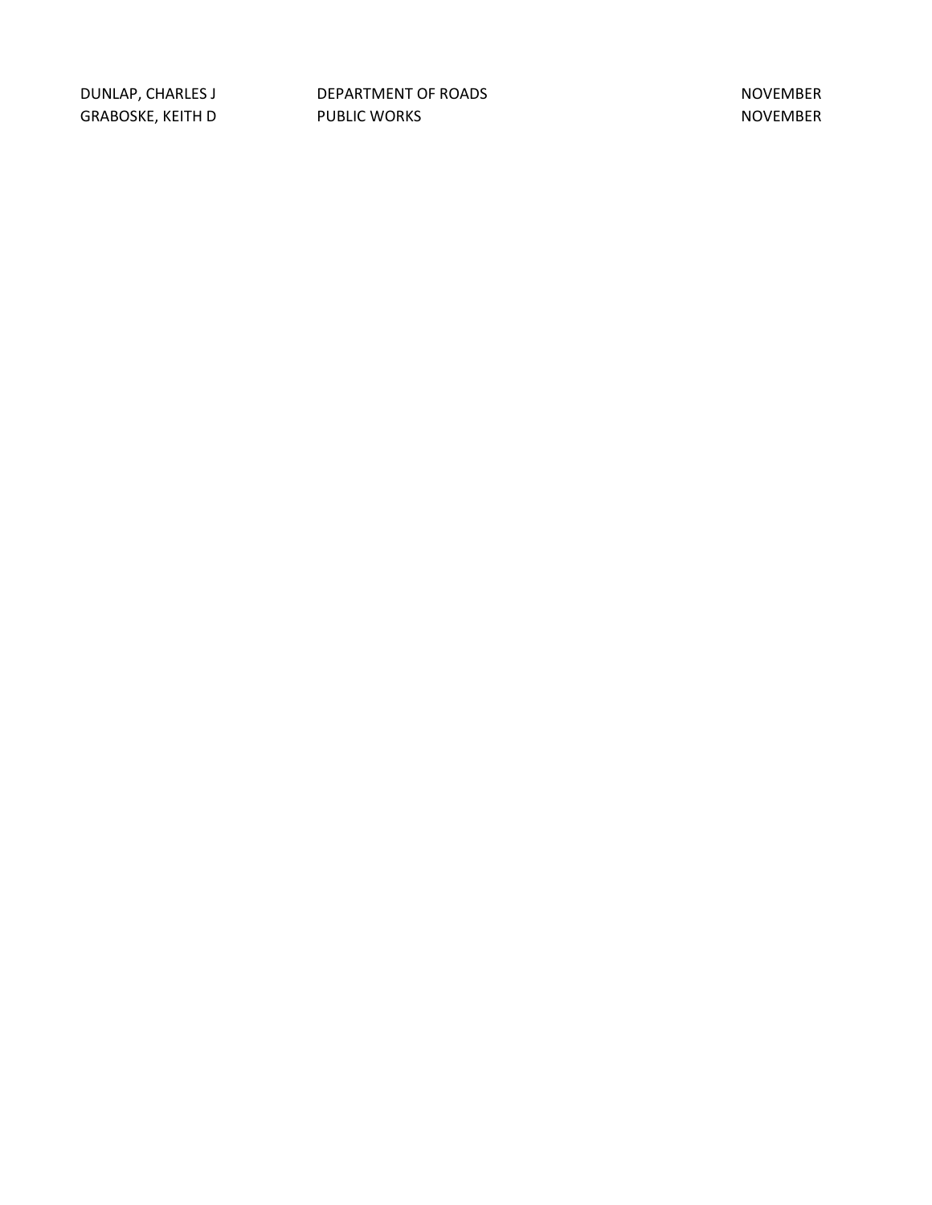| | | |
|---|---|---|
| DUNLAP, CHARLES J | DEPARTMENT OF ROADS | NOVEMBER |
| GRABOSKE, KEITH D | PUBLIC WORKS | NOVEMBER |